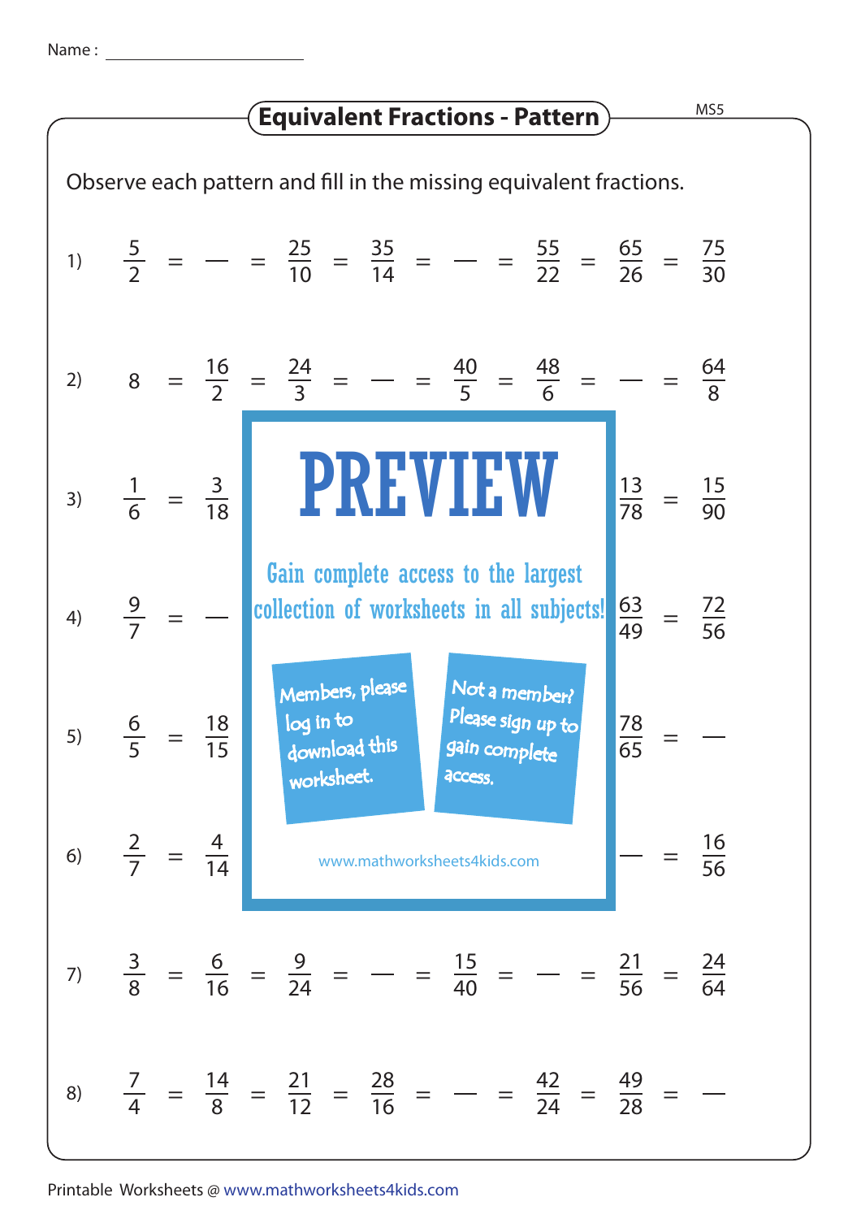Name : ____________________

# Equivalent Fractions - Pattern

MS5

Observe each pattern and fill in the missing equivalent fractions.

1) $\frac{5}{2} = \_\_ = \frac{25}{10} = \frac{35}{14} = \_\_ = \frac{55}{22} = \frac{65}{26} = \frac{75}{30}$

2) $8 = \frac{16}{2} = \frac{24}{3} = \_\_ = \frac{40}{5} = \frac{48}{6} = \_\_ = \frac{64}{8}$

3) $\frac{1}{6} = \frac{3}{18} = \ldots = \frac{13}{78} = \frac{15}{90}$

4) $\frac{9}{7} = \_\_ = \ldots = \frac{63}{49} = \frac{72}{56}$

5) $\frac{6}{5} = \frac{18}{15} = \ldots = \frac{78}{65} = \_\_$

6) $\frac{2}{7} = \frac{4}{14} = \ldots = \_\_ = \frac{16}{56}$

7) $\frac{3}{8} = \frac{6}{16} = \frac{9}{24} = \_\_ = \frac{15}{40} = \_\_ = \frac{21}{56} = \frac{24}{64}$

8) $\frac{7}{4} = \frac{14}{8} = \frac{21}{12} = \frac{28}{16} = \_\_ = \frac{42}{24} = \frac{49}{28} = \_\_$

**PREVIEW**

Gain complete access to the largest collection of worksheets in all subjects!

Members, please log in to download this worksheet.

Not a member? Please sign up to gain complete access.

www.mathworksheets4kids.com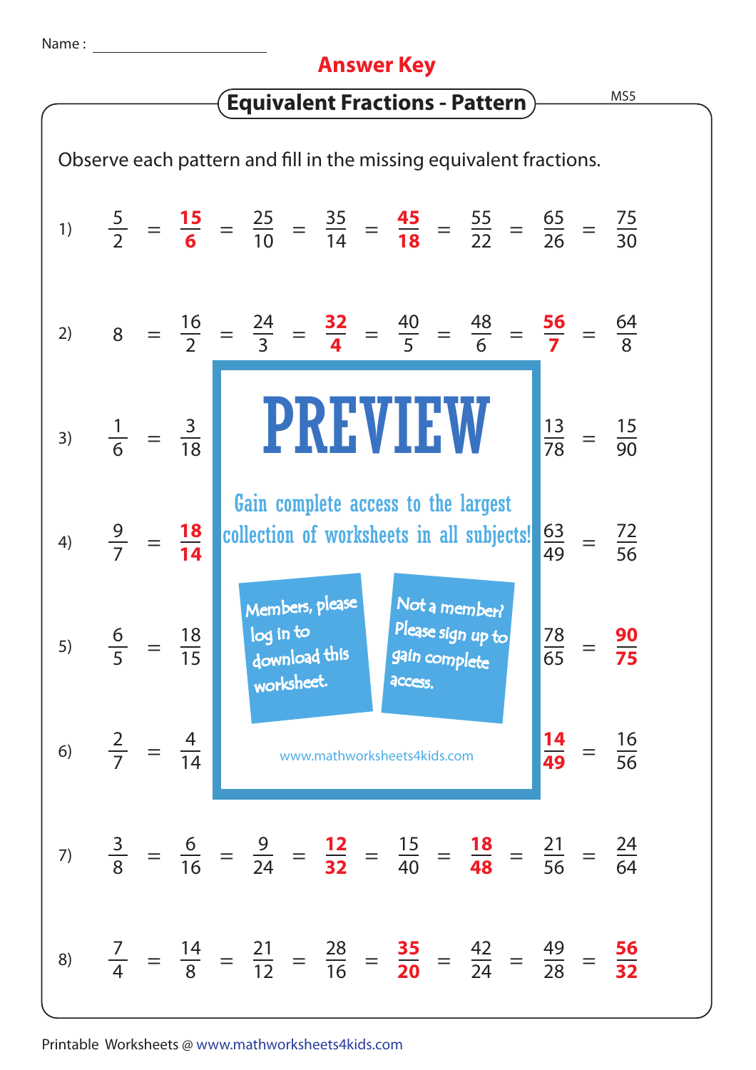Name : ____________________

**Answer Key**

# Equivalent Fractions - Pattern

MS5

Observe each pattern and fill in the missing equivalent fractions.

1) $\frac{5}{2} = \mathbf{\frac{15}{6}} = \frac{25}{10} = \frac{35}{14} = \mathbf{\frac{45}{18}} = \frac{55}{22} = \frac{65}{26} = \frac{75}{30}$

2) $8 = \frac{16}{2} = \frac{24}{3} = \mathbf{\frac{32}{4}} = \frac{40}{5} = \frac{48}{6} = \mathbf{\frac{56}{7}} = \frac{64}{8}$

3) $\frac{1}{6} = \frac{3}{18}$ ... $\frac{13}{78} = \frac{15}{90}$

4) $\frac{9}{7} = \mathbf{\frac{18}{14}}$ ... $\frac{63}{49} = \frac{72}{56}$

5) $\frac{6}{5} = \frac{18}{15}$ ... $\frac{78}{65} = \mathbf{\frac{90}{75}}$

6) $\frac{2}{7} = \frac{4}{14}$ ... $\mathbf{\frac{14}{49}} = \frac{16}{56}$

7) $\frac{3}{8} = \frac{6}{16} = \frac{9}{24} = \mathbf{\frac{12}{32}} = \frac{15}{40} = \mathbf{\frac{18}{48}} = \frac{21}{56} = \frac{24}{64}$

8) $\frac{7}{4} = \frac{14}{8} = \frac{21}{12} = \frac{28}{16} = \mathbf{\frac{35}{20}} = \frac{42}{24} = \frac{49}{28} = \mathbf{\frac{56}{32}}$

**PREVIEW**

Gain complete access to the largest collection of worksheets in all subjects!

Members, please log in to download this worksheet.

Not a member? Please sign up to gain complete access.

www.mathworksheets4kids.com

Printable Worksheets @ www.mathworksheets4kids.com